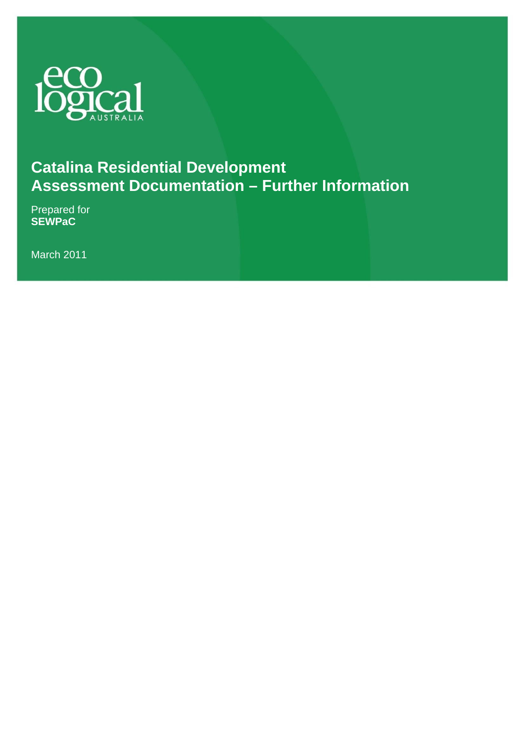eco logical AUSTRALIA

# Catalina Residential Development Assessment Documentation – Further Information

Prepared for
**SEWPaC**

March 2011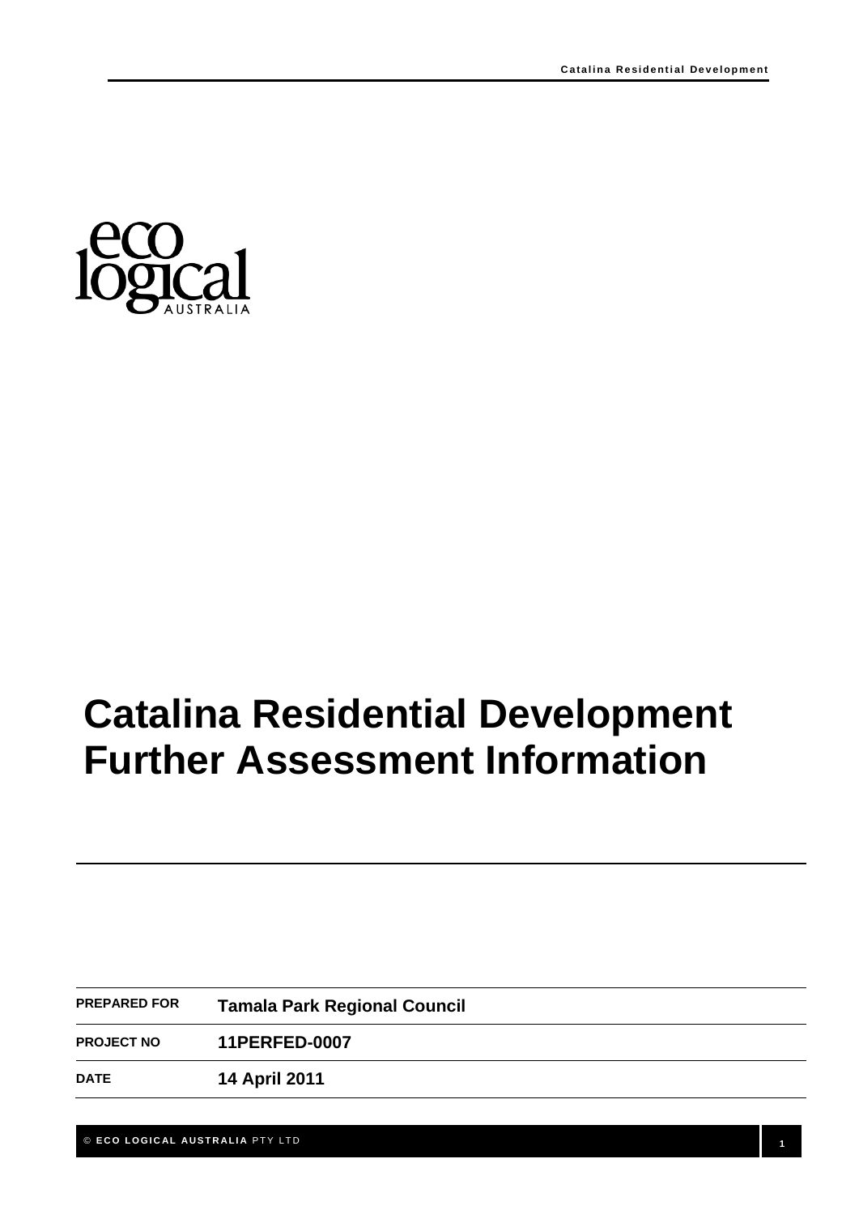eco logical AUSTRALIA

# Catalina Residential Development Further Assessment Information

| PREPARED FOR | Tamala Park Regional Council |
| --- | --- |
| PROJECT NO | 11PERFED-0007 |
| DATE | 14 April 2011 |

© ECO LOGICAL AUSTRALIA PTY LTD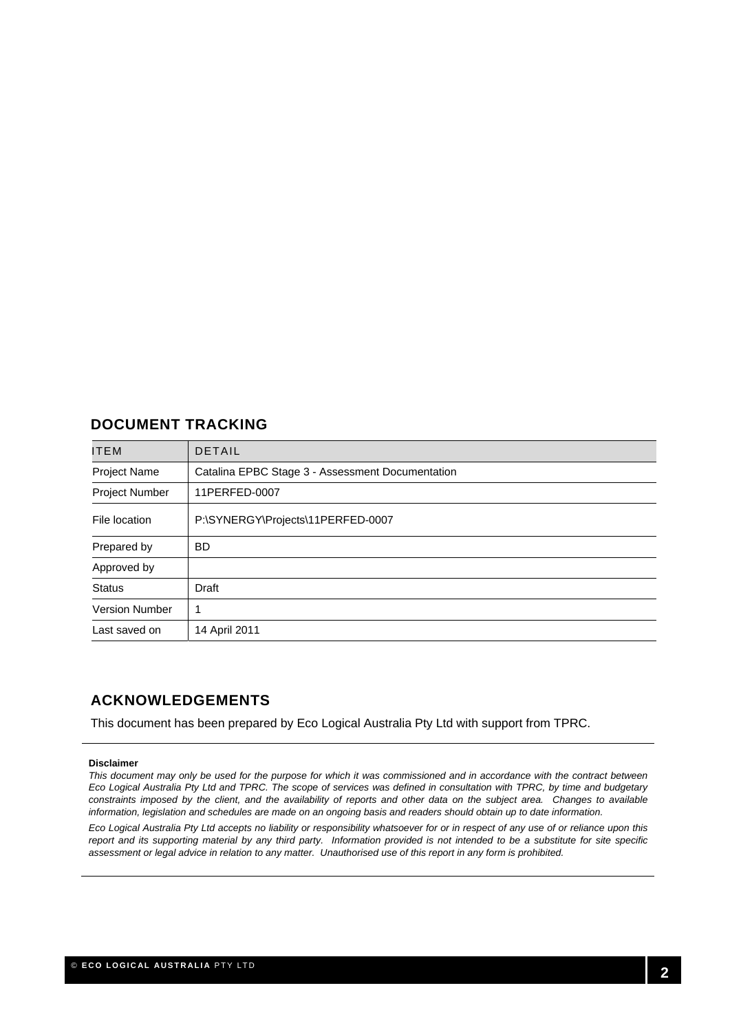## DOCUMENT TRACKING

| ITEM | DETAIL |
| --- | --- |
| Project Name | Catalina EPBC Stage 3 - Assessment Documentation |
| Project Number | 11PERFED-0007 |
| File location | P:\SYNERGY\Projects\11PERFED-0007 |
| Prepared by | BD |
| Approved by | |
| Status | Draft |
| Version Number | 1 |
| Last saved on | 14 April 2011 |

## ACKNOWLEDGEMENTS

This document has been prepared by Eco Logical Australia Pty Ltd with support from TPRC.

**Disclaimer**

*This document may only be used for the purpose for which it was commissioned and in accordance with the contract between Eco Logical Australia Pty Ltd and TPRC. The scope of services was defined in consultation with TPRC, by time and budgetary constraints imposed by the client, and the availability of reports and other data on the subject area. Changes to available information, legislation and schedules are made on an ongoing basis and readers should obtain up to date information.*

*Eco Logical Australia Pty Ltd accepts no liability or responsibility whatsoever for or in respect of any use of or reliance upon this report and its supporting material by any third party. Information provided is not intended to be a substitute for site specific assessment or legal advice in relation to any matter. Unauthorised use of this report in any form is prohibited.*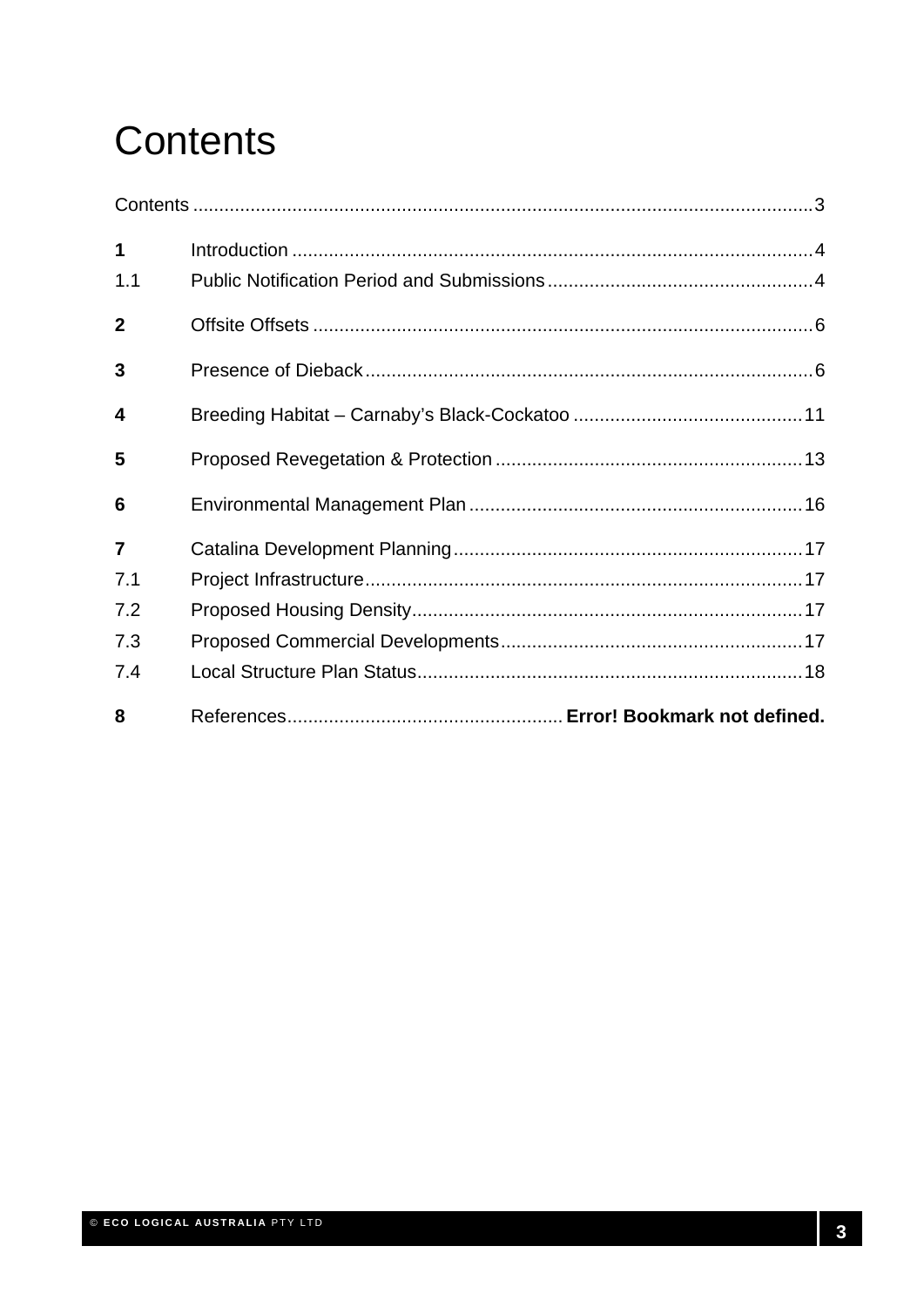# Contents

Contents ..... 3

**1** Introduction ..... 4

1.1 Public Notification Period and Submissions ..... 4

**2** Offsite Offsets ..... 6

**3** Presence of Dieback ..... 6

**4** Breeding Habitat – Carnaby's Black-Cockatoo ..... 11

**5** Proposed Revegetation & Protection ..... 13

**6** Environmental Management Plan ..... 16

**7** Catalina Development Planning ..... 17

7.1 Project Infrastructure ..... 17

7.2 Proposed Housing Density ..... 17

7.3 Proposed Commercial Developments ..... 17

7.4 Local Structure Plan Status ..... 18

**8** References ..... **Error! Bookmark not defined.**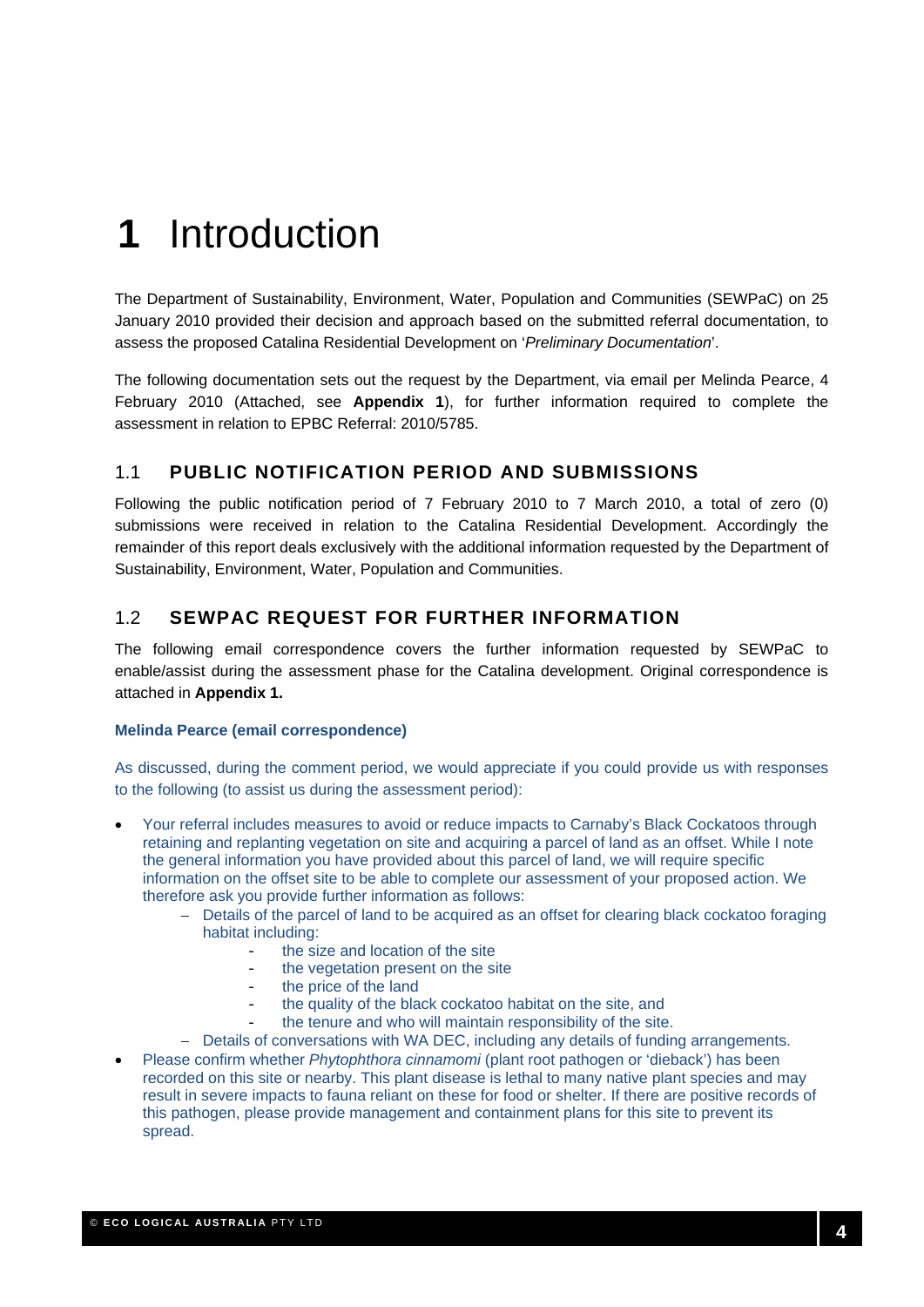# 1 Introduction

The Department of Sustainability, Environment, Water, Population and Communities (SEWPaC) on 25 January 2010 provided their decision and approach based on the submitted referral documentation, to assess the proposed Catalina Residential Development on '*Preliminary Documentation*'.

The following documentation sets out the request by the Department, via email per Melinda Pearce, 4 February 2010 (Attached, see **Appendix 1**), for further information required to complete the assessment in relation to EPBC Referral: 2010/5785.

## 1.1 PUBLIC NOTIFICATION PERIOD AND SUBMISSIONS

Following the public notification period of 7 February 2010 to 7 March 2010, a total of zero (0) submissions were received in relation to the Catalina Residential Development. Accordingly the remainder of this report deals exclusively with the additional information requested by the Department of Sustainability, Environment, Water, Population and Communities.

## 1.2 SEWPAC REQUEST FOR FURTHER INFORMATION

The following email correspondence covers the further information requested by SEWPaC to enable/assist during the assessment phase for the Catalina development. Original correspondence is attached in **Appendix 1.**

**Melinda Pearce (email correspondence)**

As discussed, during the comment period, we would appreciate if you could provide us with responses to the following (to assist us during the assessment period):

- Your referral includes measures to avoid or reduce impacts to Carnaby's Black Cockatoos through retaining and replanting vegetation on site and acquiring a parcel of land as an offset. While I note the general information you have provided about this parcel of land, we will require specific information on the offset site to be able to complete our assessment of your proposed action. We therefore ask you provide further information as follows:
  - Details of the parcel of land to be acquired as an offset for clearing black cockatoo foraging habitat including:
    - the size and location of the site
    - the vegetation present on the site
    - the price of the land
    - the quality of the black cockatoo habitat on the site, and
    - the tenure and who will maintain responsibility of the site.
  - Details of conversations with WA DEC, including any details of funding arrangements.
- Please confirm whether *Phytophthora cinnamomi* (plant root pathogen or 'dieback') has been recorded on this site or nearby. This plant disease is lethal to many native plant species and may result in severe impacts to fauna reliant on these for food or shelter. If there are positive records of this pathogen, please provide management and containment plans for this site to prevent its spread.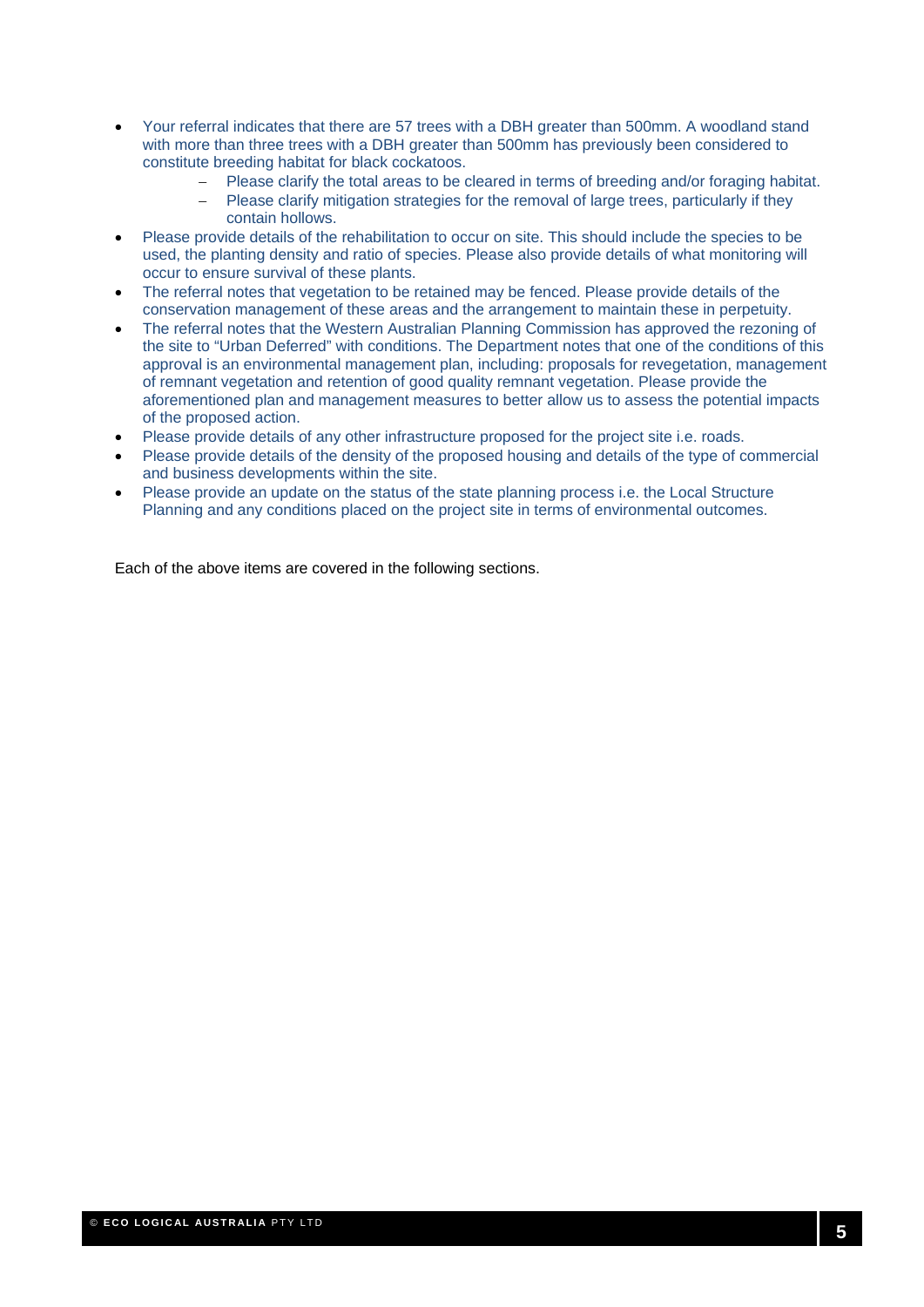- Your referral indicates that there are 57 trees with a DBH greater than 500mm. A woodland stand with more than three trees with a DBH greater than 500mm has previously been considered to constitute breeding habitat for black cockatoos.
  - Please clarify the total areas to be cleared in terms of breeding and/or foraging habitat.
  - Please clarify mitigation strategies for the removal of large trees, particularly if they contain hollows.
- Please provide details of the rehabilitation to occur on site. This should include the species to be used, the planting density and ratio of species. Please also provide details of what monitoring will occur to ensure survival of these plants.
- The referral notes that vegetation to be retained may be fenced. Please provide details of the conservation management of these areas and the arrangement to maintain these in perpetuity.
- The referral notes that the Western Australian Planning Commission has approved the rezoning of the site to "Urban Deferred" with conditions. The Department notes that one of the conditions of this approval is an environmental management plan, including: proposals for revegetation, management of remnant vegetation and retention of good quality remnant vegetation. Please provide the aforementioned plan and management measures to better allow us to assess the potential impacts of the proposed action.
- Please provide details of any other infrastructure proposed for the project site i.e. roads.
- Please provide details of the density of the proposed housing and details of the type of commercial and business developments within the site.
- Please provide an update on the status of the state planning process i.e. the Local Structure Planning and any conditions placed on the project site in terms of environmental outcomes.

Each of the above items are covered in the following sections.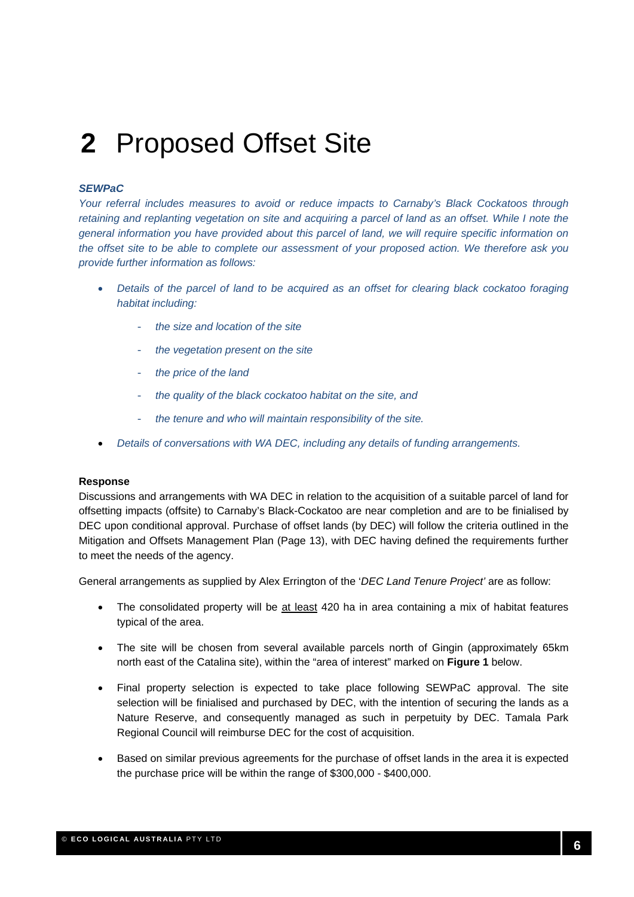# 2 Proposed Offset Site

***SEWPaC***

*Your referral includes measures to avoid or reduce impacts to Carnaby's Black Cockatoos through retaining and replanting vegetation on site and acquiring a parcel of land as an offset. While I note the general information you have provided about this parcel of land, we will require specific information on the offset site to be able to complete our assessment of your proposed action. We therefore ask you provide further information as follows:*

- *Details of the parcel of land to be acquired as an offset for clearing black cockatoo foraging habitat including:*
  - *the size and location of the site*
  - *the vegetation present on the site*
  - *the price of the land*
  - *the quality of the black cockatoo habitat on the site, and*
  - *the tenure and who will maintain responsibility of the site.*
- *Details of conversations with WA DEC, including any details of funding arrangements.*

**Response**

Discussions and arrangements with WA DEC in relation to the acquisition of a suitable parcel of land for offsetting impacts (offsite) to Carnaby's Black-Cockatoo are near completion and are to be finialised by DEC upon conditional approval. Purchase of offset lands (by DEC) will follow the criteria outlined in the Mitigation and Offsets Management Plan (Page 13), with DEC having defined the requirements further to meet the needs of the agency.

General arrangements as supplied by Alex Errington of the '*DEC Land Tenure Project'* are as follow:

- The consolidated property will be <u>at least</u> 420 ha in area containing a mix of habitat features typical of the area.
- The site will be chosen from several available parcels north of Gingin (approximately 65km north east of the Catalina site), within the "area of interest" marked on **Figure 1** below.
- Final property selection is expected to take place following SEWPaC approval. The site selection will be finialised and purchased by DEC, with the intention of securing the lands as a Nature Reserve, and consequently managed as such in perpetuity by DEC. Tamala Park Regional Council will reimburse DEC for the cost of acquisition.
- Based on similar previous agreements for the purchase of offset lands in the area it is expected the purchase price will be within the range of $300,000 - $400,000.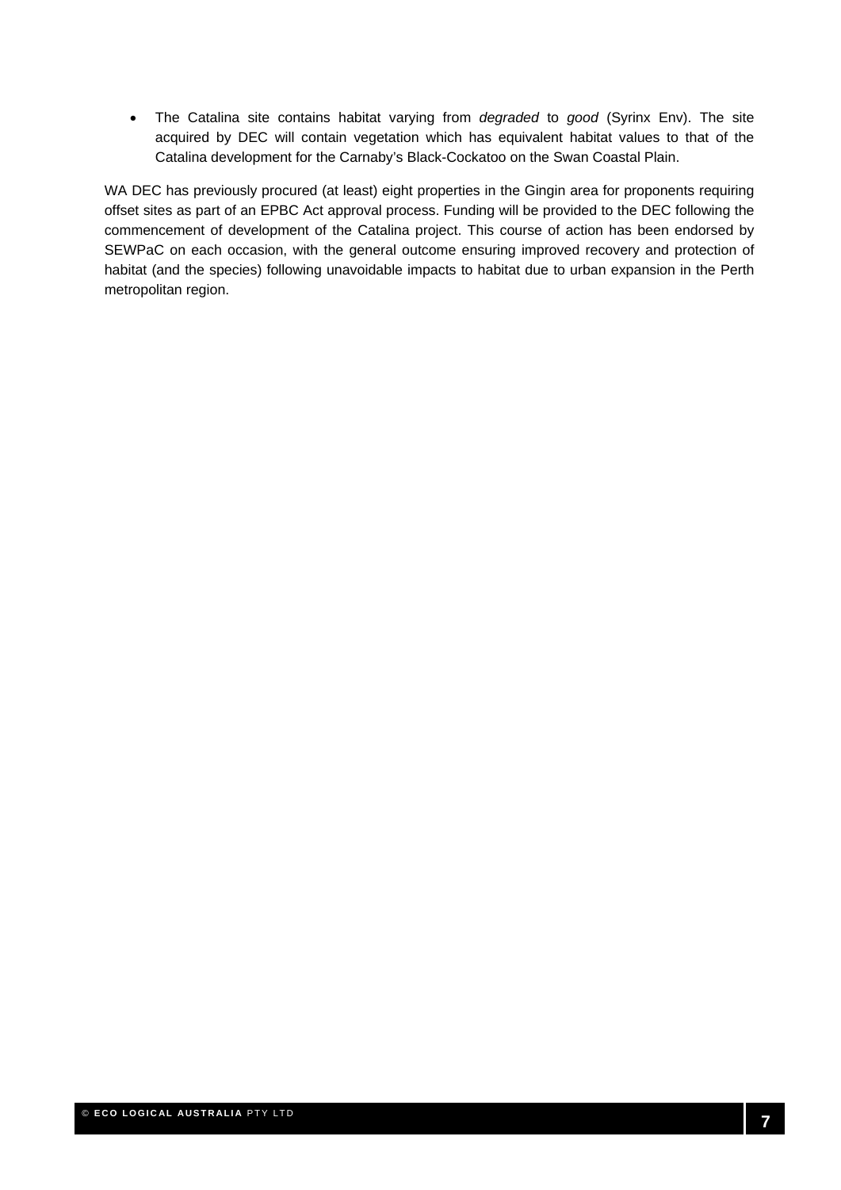- The Catalina site contains habitat varying from *degraded* to *good* (Syrinx Env). The site acquired by DEC will contain vegetation which has equivalent habitat values to that of the Catalina development for the Carnaby's Black-Cockatoo on the Swan Coastal Plain.

WA DEC has previously procured (at least) eight properties in the Gingin area for proponents requiring offset sites as part of an EPBC Act approval process. Funding will be provided to the DEC following the commencement of development of the Catalina project. This course of action has been endorsed by SEWPaC on each occasion, with the general outcome ensuring improved recovery and protection of habitat (and the species) following unavoidable impacts to habitat due to urban expansion in the Perth metropolitan region.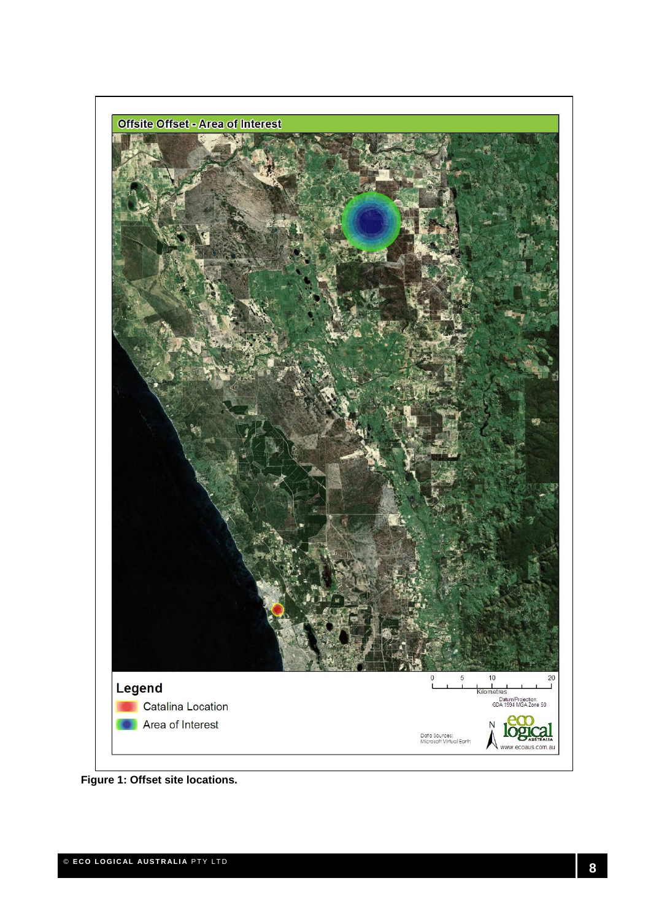Figure 1: Offset site locations.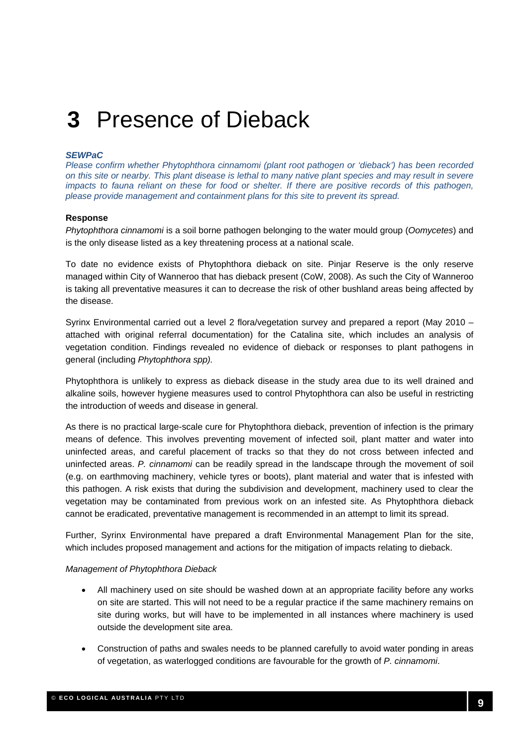# 3 Presence of Dieback

***SEWPaC***

*Please confirm whether Phytophthora cinnamomi (plant root pathogen or 'dieback') has been recorded on this site or nearby. This plant disease is lethal to many native plant species and may result in severe impacts to fauna reliant on these for food or shelter. If there are positive records of this pathogen, please provide management and containment plans for this site to prevent its spread.*

**Response**

*Phytophthora cinnamomi* is a soil borne pathogen belonging to the water mould group (*Oomycetes*) and is the only disease listed as a key threatening process at a national scale.

To date no evidence exists of Phytophthora dieback on site. Pinjar Reserve is the only reserve managed within City of Wanneroo that has dieback present (CoW, 2008). As such the City of Wanneroo is taking all preventative measures it can to decrease the risk of other bushland areas being affected by the disease.

Syrinx Environmental carried out a level 2 flora/vegetation survey and prepared a report (May 2010 – attached with original referral documentation) for the Catalina site, which includes an analysis of vegetation condition. Findings revealed no evidence of dieback or responses to plant pathogens in general (including *Phytophthora spp).*

Phytophthora is unlikely to express as dieback disease in the study area due to its well drained and alkaline soils, however hygiene measures used to control Phytophthora can also be useful in restricting the introduction of weeds and disease in general.

As there is no practical large-scale cure for Phytophthora dieback, prevention of infection is the primary means of defence. This involves preventing movement of infected soil, plant matter and water into uninfected areas, and careful placement of tracks so that they do not cross between infected and uninfected areas. *P. cinnamomi* can be readily spread in the landscape through the movement of soil (e.g. on earthmoving machinery, vehicle tyres or boots), plant material and water that is infested with this pathogen. A risk exists that during the subdivision and development, machinery used to clear the vegetation may be contaminated from previous work on an infested site. As Phytophthora dieback cannot be eradicated, preventative management is recommended in an attempt to limit its spread.

Further, Syrinx Environmental have prepared a draft Environmental Management Plan for the site, which includes proposed management and actions for the mitigation of impacts relating to dieback.

*Management of Phytophthora Dieback*

- All machinery used on site should be washed down at an appropriate facility before any works on site are started. This will not need to be a regular practice if the same machinery remains on site during works, but will have to be implemented in all instances where machinery is used outside the development site area.
- Construction of paths and swales needs to be planned carefully to avoid water ponding in areas of vegetation, as waterlogged conditions are favourable for the growth of *P. cinnamomi*.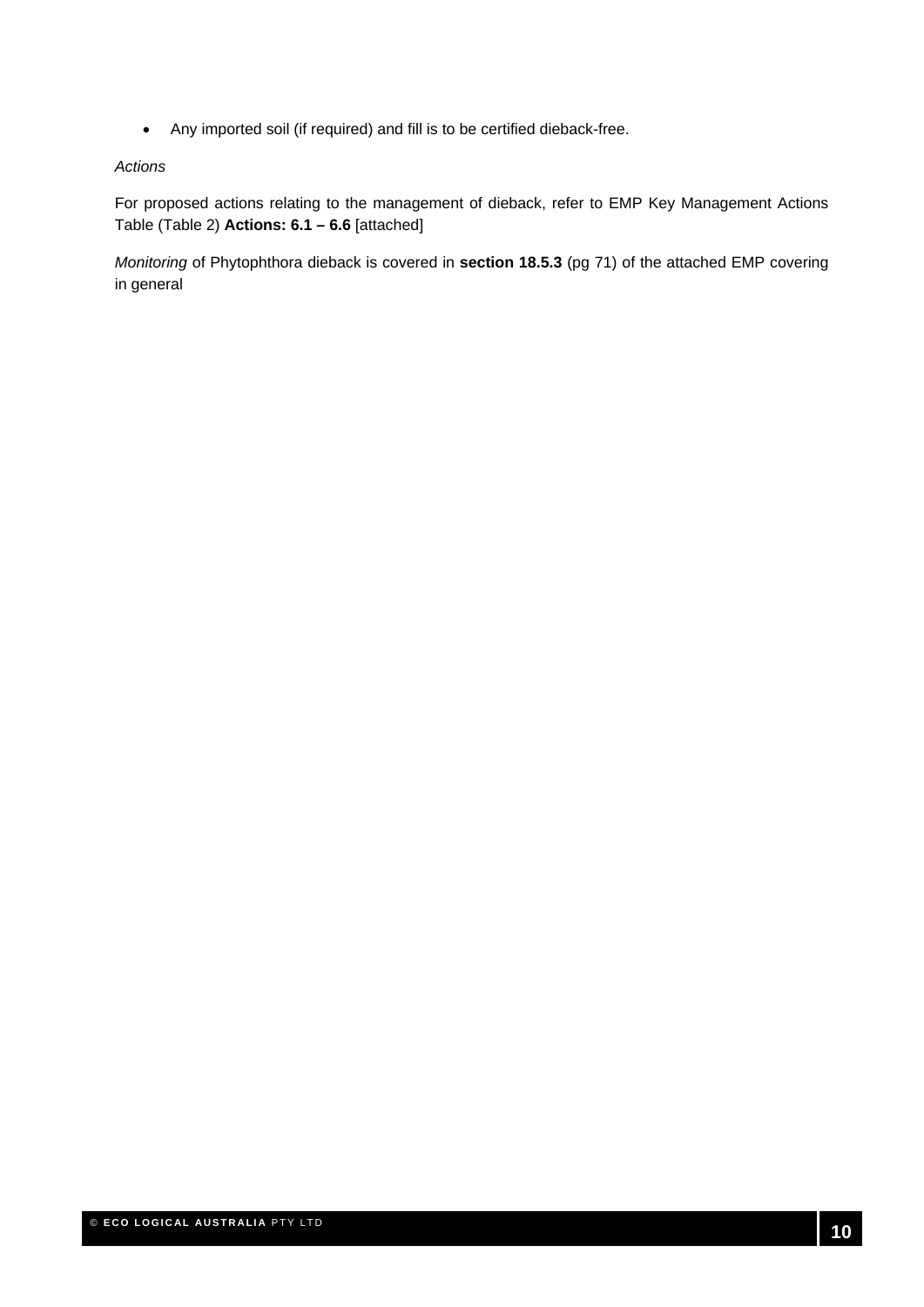- Any imported soil (if required) and fill is to be certified dieback-free.

*Actions*

For proposed actions relating to the management of dieback, refer to EMP Key Management Actions Table (Table 2) **Actions: 6.1 – 6.6** [attached]

*Monitoring* of Phytophthora dieback is covered in **section 18.5.3** (pg 71) of the attached EMP covering in general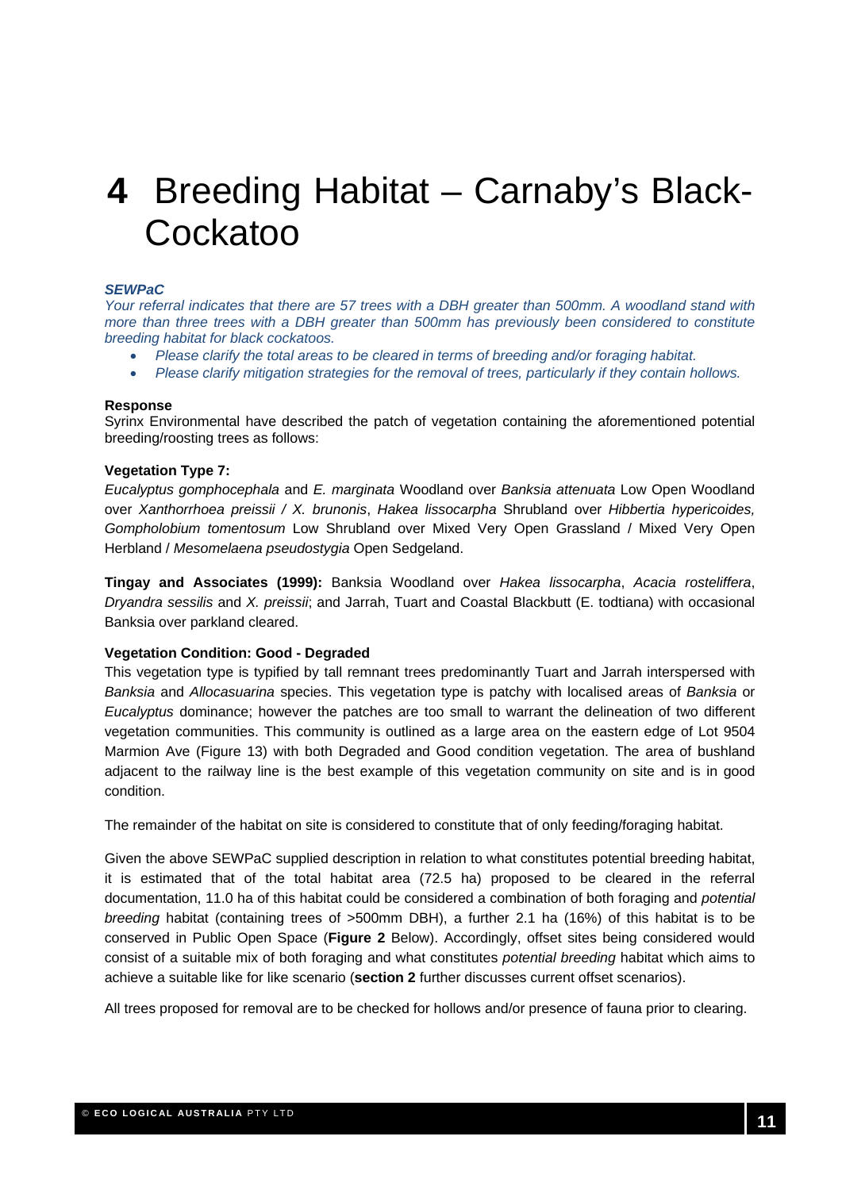# 4 Breeding Habitat – Carnaby's Black-Cockatoo

***SEWPaC***

*Your referral indicates that there are 57 trees with a DBH greater than 500mm. A woodland stand with more than three trees with a DBH greater than 500mm has previously been considered to constitute breeding habitat for black cockatoos.*

- *Please clarify the total areas to be cleared in terms of breeding and/or foraging habitat.*
- *Please clarify mitigation strategies for the removal of trees, particularly if they contain hollows.*

**Response**

Syrinx Environmental have described the patch of vegetation containing the aforementioned potential breeding/roosting trees as follows:

**Vegetation Type 7:**

*Eucalyptus gomphocephala* and *E. marginata* Woodland over *Banksia attenuata* Low Open Woodland over *Xanthorrhoea preissii / X. brunonis*, *Hakea lissocarpha* Shrubland over *Hibbertia hypericoides, Gompholobium tomentosum* Low Shrubland over Mixed Very Open Grassland / Mixed Very Open Herbland / *Mesomelaena pseudostygia* Open Sedgeland.

**Tingay and Associates (1999):** Banksia Woodland over *Hakea lissocarpha*, *Acacia rostelliffera*, *Dryandra sessilis* and *X. preissii*; and Jarrah, Tuart and Coastal Blackbutt (E. todtiana) with occasional Banksia over parkland cleared.

**Vegetation Condition: Good - Degraded**

This vegetation type is typified by tall remnant trees predominantly Tuart and Jarrah interspersed with *Banksia* and *Allocasuarina* species. This vegetation type is patchy with localised areas of *Banksia* or *Eucalyptus* dominance; however the patches are too small to warrant the delineation of two different vegetation communities. This community is outlined as a large area on the eastern edge of Lot 9504 Marmion Ave (Figure 13) with both Degraded and Good condition vegetation. The area of bushland adjacent to the railway line is the best example of this vegetation community on site and is in good condition.

The remainder of the habitat on site is considered to constitute that of only feeding/foraging habitat.

Given the above SEWPaC supplied description in relation to what constitutes potential breeding habitat, it is estimated that of the total habitat area (72.5 ha) proposed to be cleared in the referral documentation, 11.0 ha of this habitat could be considered a combination of both foraging and *potential breeding* habitat (containing trees of >500mm DBH), a further 2.1 ha (16%) of this habitat is to be conserved in Public Open Space (**Figure 2** Below). Accordingly, offset sites being considered would consist of a suitable mix of both foraging and what constitutes *potential breeding* habitat which aims to achieve a suitable like for like scenario (**section 2** further discusses current offset scenarios).

All trees proposed for removal are to be checked for hollows and/or presence of fauna prior to clearing.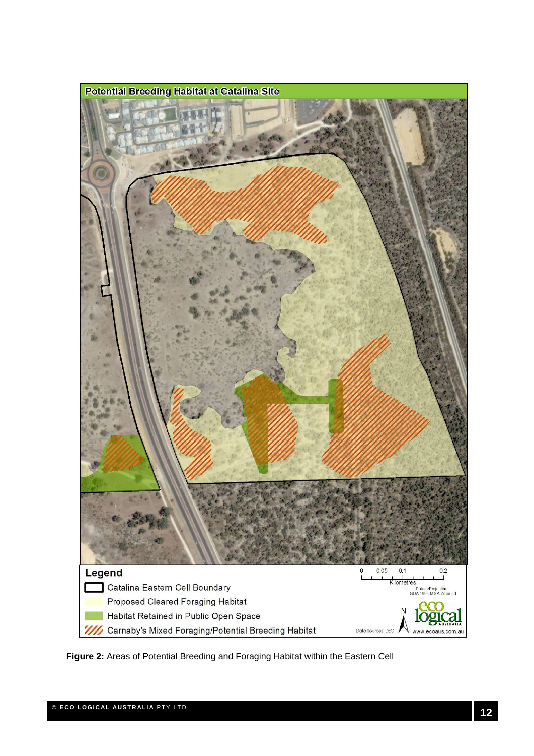**Figure 2:** Areas of Potential Breeding and Foraging Habitat within the Eastern Cell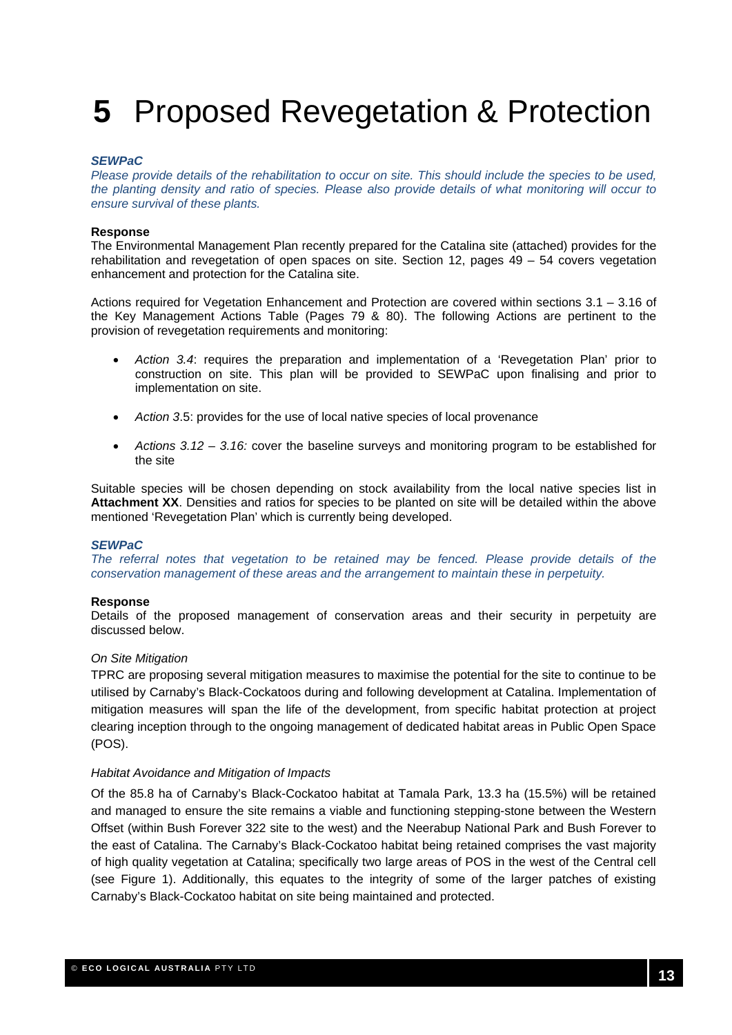# 5 Proposed Revegetation & Protection

***SEWPaC***
*Please provide details of the rehabilitation to occur on site. This should include the species to be used, the planting density and ratio of species. Please also provide details of what monitoring will occur to ensure survival of these plants.*

**Response**
The Environmental Management Plan recently prepared for the Catalina site (attached) provides for the rehabilitation and revegetation of open spaces on site. Section 12, pages 49 – 54 covers vegetation enhancement and protection for the Catalina site.

Actions required for Vegetation Enhancement and Protection are covered within sections 3.1 – 3.16 of the Key Management Actions Table (Pages 79 & 80). The following Actions are pertinent to the provision of revegetation requirements and monitoring:

- *Action 3.4*: requires the preparation and implementation of a 'Revegetation Plan' prior to construction on site. This plan will be provided to SEWPaC upon finalising and prior to implementation on site.
- *Action 3*.5: provides for the use of local native species of local provenance
- *Actions 3.12 – 3.16:* cover the baseline surveys and monitoring program to be established for the site

Suitable species will be chosen depending on stock availability from the local native species list in **Attachment XX**. Densities and ratios for species to be planted on site will be detailed within the above mentioned 'Revegetation Plan' which is currently being developed.

***SEWPaC***
*The referral notes that vegetation to be retained may be fenced. Please provide details of the conservation management of these areas and the arrangement to maintain these in perpetuity.*

**Response**
Details of the proposed management of conservation areas and their security in perpetuity are discussed below.

*On Site Mitigation*
TPRC are proposing several mitigation measures to maximise the potential for the site to continue to be utilised by Carnaby's Black-Cockatoos during and following development at Catalina. Implementation of mitigation measures will span the life of the development, from specific habitat protection at project clearing inception through to the ongoing management of dedicated habitat areas in Public Open Space (POS).

*Habitat Avoidance and Mitigation of Impacts*
Of the 85.8 ha of Carnaby's Black-Cockatoo habitat at Tamala Park, 13.3 ha (15.5%) will be retained and managed to ensure the site remains a viable and functioning stepping-stone between the Western Offset (within Bush Forever 322 site to the west) and the Neerabup National Park and Bush Forever to the east of Catalina. The Carnaby's Black-Cockatoo habitat being retained comprises the vast majority of high quality vegetation at Catalina; specifically two large areas of POS in the west of the Central cell (see Figure 1). Additionally, this equates to the integrity of some of the larger patches of existing Carnaby's Black-Cockatoo habitat on site being maintained and protected.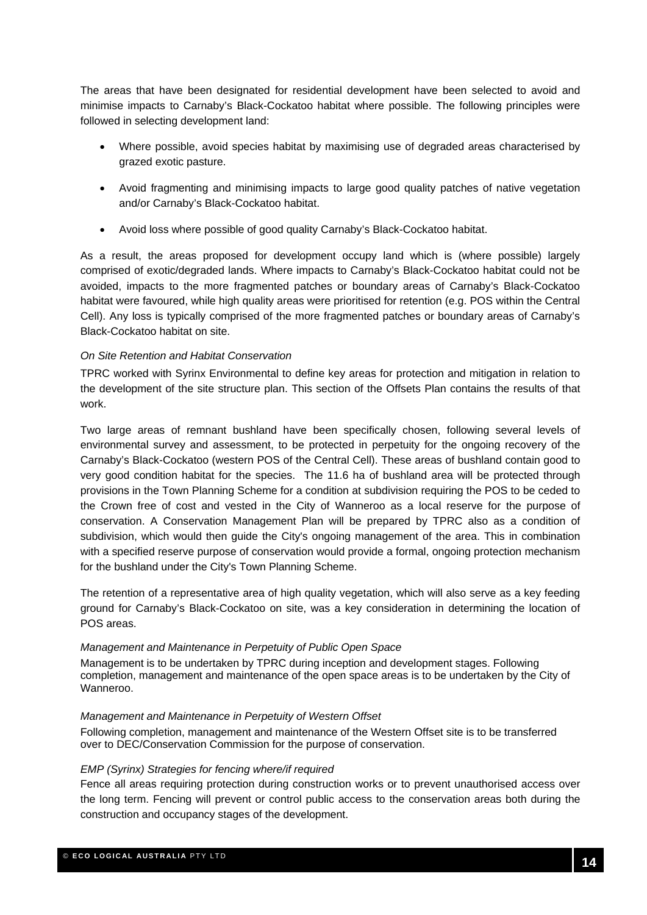The areas that have been designated for residential development have been selected to avoid and minimise impacts to Carnaby's Black-Cockatoo habitat where possible. The following principles were followed in selecting development land:

- Where possible, avoid species habitat by maximising use of degraded areas characterised by grazed exotic pasture.
- Avoid fragmenting and minimising impacts to large good quality patches of native vegetation and/or Carnaby's Black-Cockatoo habitat.
- Avoid loss where possible of good quality Carnaby's Black-Cockatoo habitat.

As a result, the areas proposed for development occupy land which is (where possible) largely comprised of exotic/degraded lands. Where impacts to Carnaby's Black-Cockatoo habitat could not be avoided, impacts to the more fragmented patches or boundary areas of Carnaby's Black-Cockatoo habitat were favoured, while high quality areas were prioritised for retention (e.g. POS within the Central Cell). Any loss is typically comprised of the more fragmented patches or boundary areas of Carnaby's Black-Cockatoo habitat on site.

*On Site Retention and Habitat Conservation*

TPRC worked with Syrinx Environmental to define key areas for protection and mitigation in relation to the development of the site structure plan. This section of the Offsets Plan contains the results of that work.

Two large areas of remnant bushland have been specifically chosen, following several levels of environmental survey and assessment, to be protected in perpetuity for the ongoing recovery of the Carnaby's Black-Cockatoo (western POS of the Central Cell). These areas of bushland contain good to very good condition habitat for the species. The 11.6 ha of bushland area will be protected through provisions in the Town Planning Scheme for a condition at subdivision requiring the POS to be ceded to the Crown free of cost and vested in the City of Wanneroo as a local reserve for the purpose of conservation. A Conservation Management Plan will be prepared by TPRC also as a condition of subdivision, which would then guide the City's ongoing management of the area. This in combination with a specified reserve purpose of conservation would provide a formal, ongoing protection mechanism for the bushland under the City's Town Planning Scheme.

The retention of a representative area of high quality vegetation, which will also serve as a key feeding ground for Carnaby's Black-Cockatoo on site, was a key consideration in determining the location of POS areas.

*Management and Maintenance in Perpetuity of Public Open Space*

Management is to be undertaken by TPRC during inception and development stages. Following completion, management and maintenance of the open space areas is to be undertaken by the City of Wanneroo.

*Management and Maintenance in Perpetuity of Western Offset*

Following completion, management and maintenance of the Western Offset site is to be transferred over to DEC/Conservation Commission for the purpose of conservation.

*EMP (Syrinx) Strategies for fencing where/if required*

Fence all areas requiring protection during construction works or to prevent unauthorised access over the long term. Fencing will prevent or control public access to the conservation areas both during the construction and occupancy stages of the development.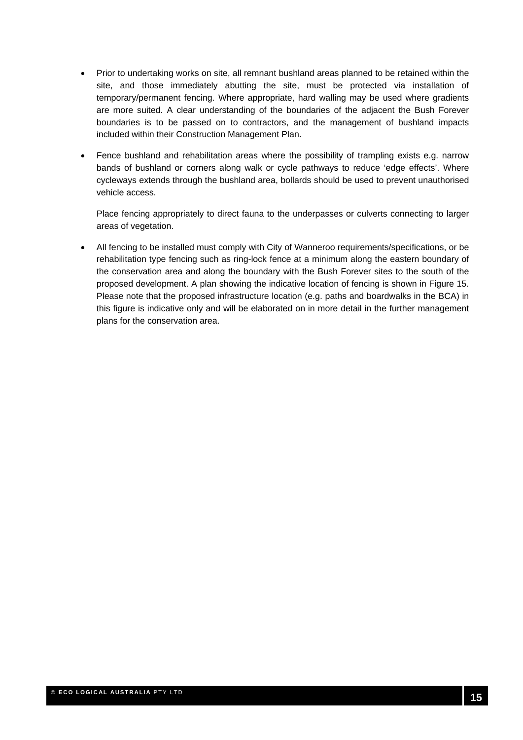- Prior to undertaking works on site, all remnant bushland areas planned to be retained within the site, and those immediately abutting the site, must be protected via installation of temporary/permanent fencing. Where appropriate, hard walling may be used where gradients are more suited. A clear understanding of the boundaries of the adjacent the Bush Forever boundaries is to be passed on to contractors, and the management of bushland impacts included within their Construction Management Plan.
- Fence bushland and rehabilitation areas where the possibility of trampling exists e.g. narrow bands of bushland or corners along walk or cycle pathways to reduce 'edge effects'. Where cycleways extends through the bushland area, bollards should be used to prevent unauthorised vehicle access.

  Place fencing appropriately to direct fauna to the underpasses or culverts connecting to larger areas of vegetation.
- All fencing to be installed must comply with City of Wanneroo requirements/specifications, or be rehabilitation type fencing such as ring-lock fence at a minimum along the eastern boundary of the conservation area and along the boundary with the Bush Forever sites to the south of the proposed development. A plan showing the indicative location of fencing is shown in Figure 15. Please note that the proposed infrastructure location (e.g. paths and boardwalks in the BCA) in this figure is indicative only and will be elaborated on in more detail in the further management plans for the conservation area.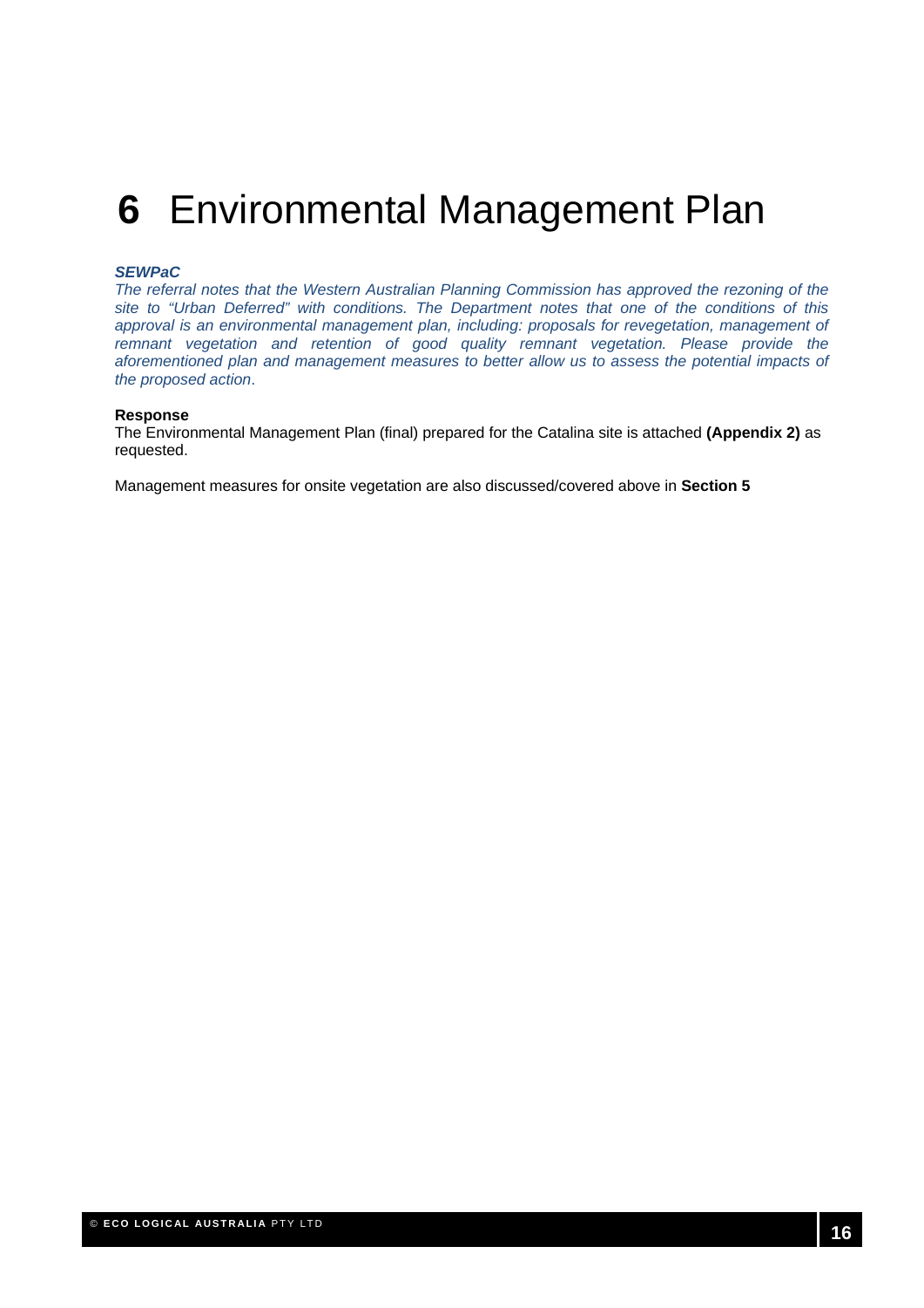# 6 Environmental Management Plan

***SEWPaC***

*The referral notes that the Western Australian Planning Commission has approved the rezoning of the site to "Urban Deferred" with conditions. The Department notes that one of the conditions of this approval is an environmental management plan, including: proposals for revegetation, management of remnant vegetation and retention of good quality remnant vegetation. Please provide the aforementioned plan and management measures to better allow us to assess the potential impacts of the proposed action*.

**Response**

The Environmental Management Plan (final) prepared for the Catalina site is attached **(Appendix 2)** as requested.

Management measures for onsite vegetation are also discussed/covered above in **Section 5**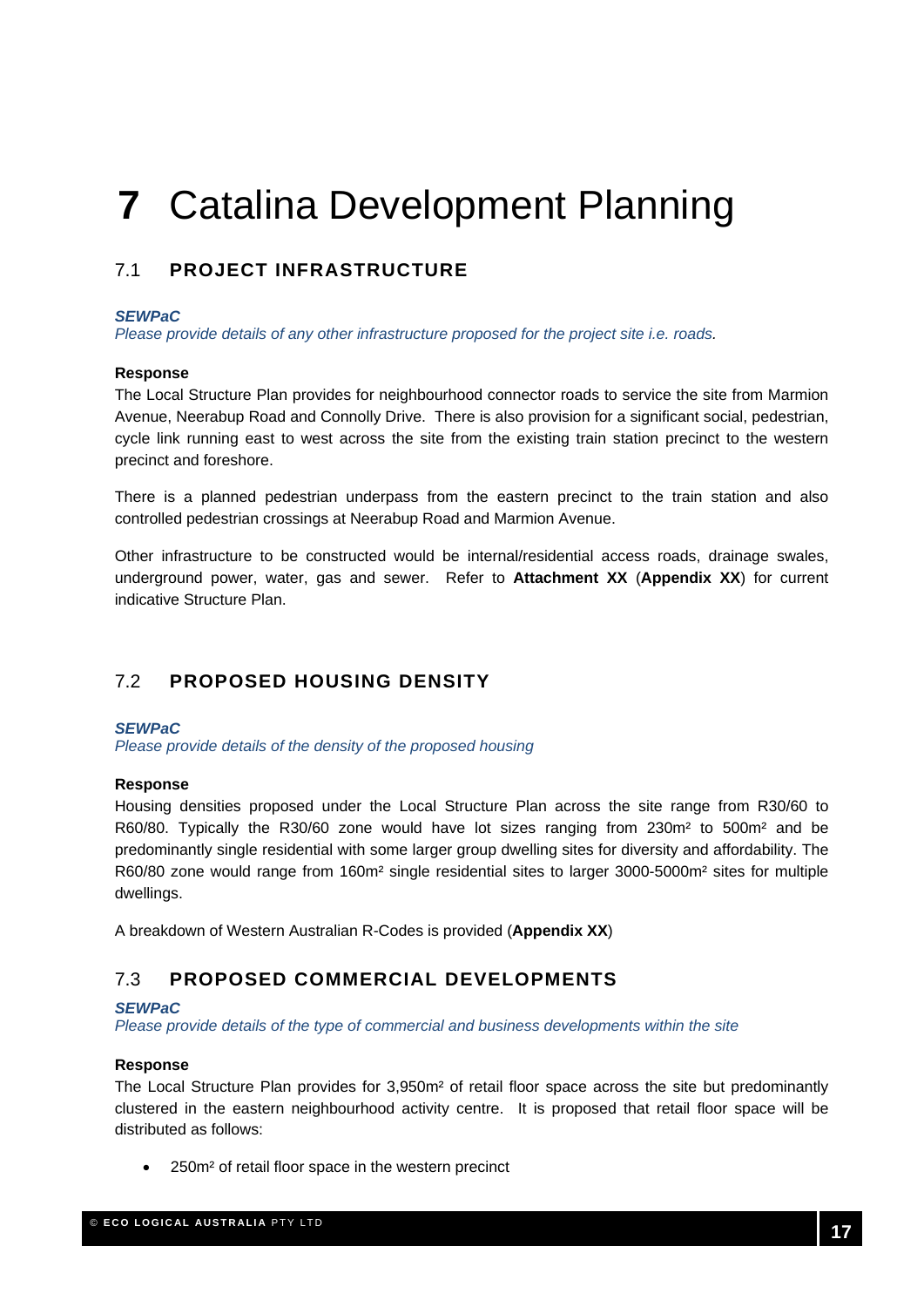# 7 Catalina Development Planning

## 7.1 PROJECT INFRASTRUCTURE

***SEWPaC***

*Please provide details of any other infrastructure proposed for the project site i.e. roads.*

**Response**

The Local Structure Plan provides for neighbourhood connector roads to service the site from Marmion Avenue, Neerabup Road and Connolly Drive. There is also provision for a significant social, pedestrian, cycle link running east to west across the site from the existing train station precinct to the western precinct and foreshore.

There is a planned pedestrian underpass from the eastern precinct to the train station and also controlled pedestrian crossings at Neerabup Road and Marmion Avenue.

Other infrastructure to be constructed would be internal/residential access roads, drainage swales, underground power, water, gas and sewer. Refer to **Attachment XX** (**Appendix XX**) for current indicative Structure Plan.

## 7.2 PROPOSED HOUSING DENSITY

***SEWPaC***

*Please provide details of the density of the proposed housing*

**Response**

Housing densities proposed under the Local Structure Plan across the site range from R30/60 to R60/80. Typically the R30/60 zone would have lot sizes ranging from 230m² to 500m² and be predominantly single residential with some larger group dwelling sites for diversity and affordability. The R60/80 zone would range from 160m² single residential sites to larger 3000-5000m² sites for multiple dwellings.

A breakdown of Western Australian R-Codes is provided (**Appendix XX**)

## 7.3 PROPOSED COMMERCIAL DEVELOPMENTS

***SEWPaC***

*Please provide details of the type of commercial and business developments within the site*

**Response**

The Local Structure Plan provides for 3,950m² of retail floor space across the site but predominantly clustered in the eastern neighbourhood activity centre. It is proposed that retail floor space will be distributed as follows:

- 250m² of retail floor space in the western precinct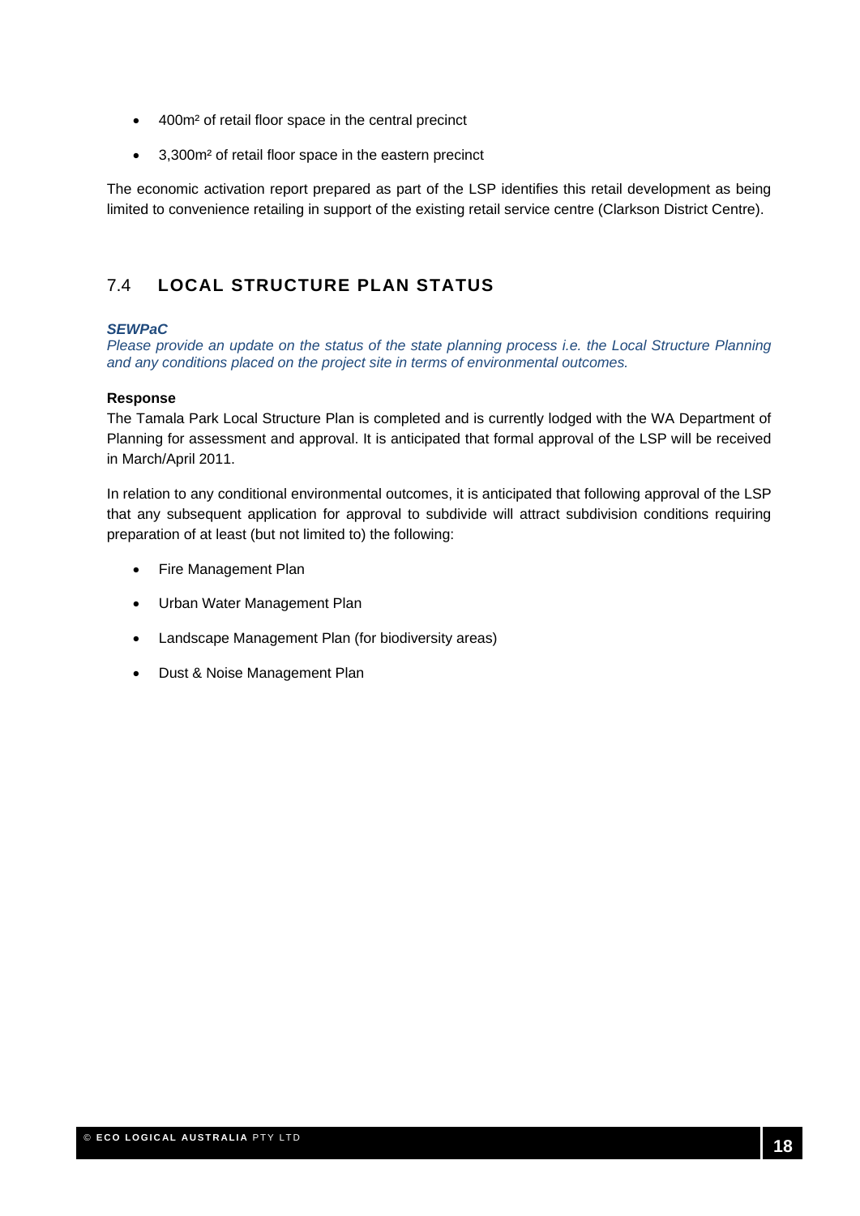- 400m² of retail floor space in the central precinct
- 3,300m² of retail floor space in the eastern precinct

The economic activation report prepared as part of the LSP identifies this retail development as being limited to convenience retailing in support of the existing retail service centre (Clarkson District Centre).

## 7.4 LOCAL STRUCTURE PLAN STATUS

***SEWPaC***

*Please provide an update on the status of the state planning process i.e. the Local Structure Planning and any conditions placed on the project site in terms of environmental outcomes.*

**Response**

The Tamala Park Local Structure Plan is completed and is currently lodged with the WA Department of Planning for assessment and approval. It is anticipated that formal approval of the LSP will be received in March/April 2011.

In relation to any conditional environmental outcomes, it is anticipated that following approval of the LSP that any subsequent application for approval to subdivide will attract subdivision conditions requiring preparation of at least (but not limited to) the following:

- Fire Management Plan
- Urban Water Management Plan
- Landscape Management Plan (for biodiversity areas)
- Dust & Noise Management Plan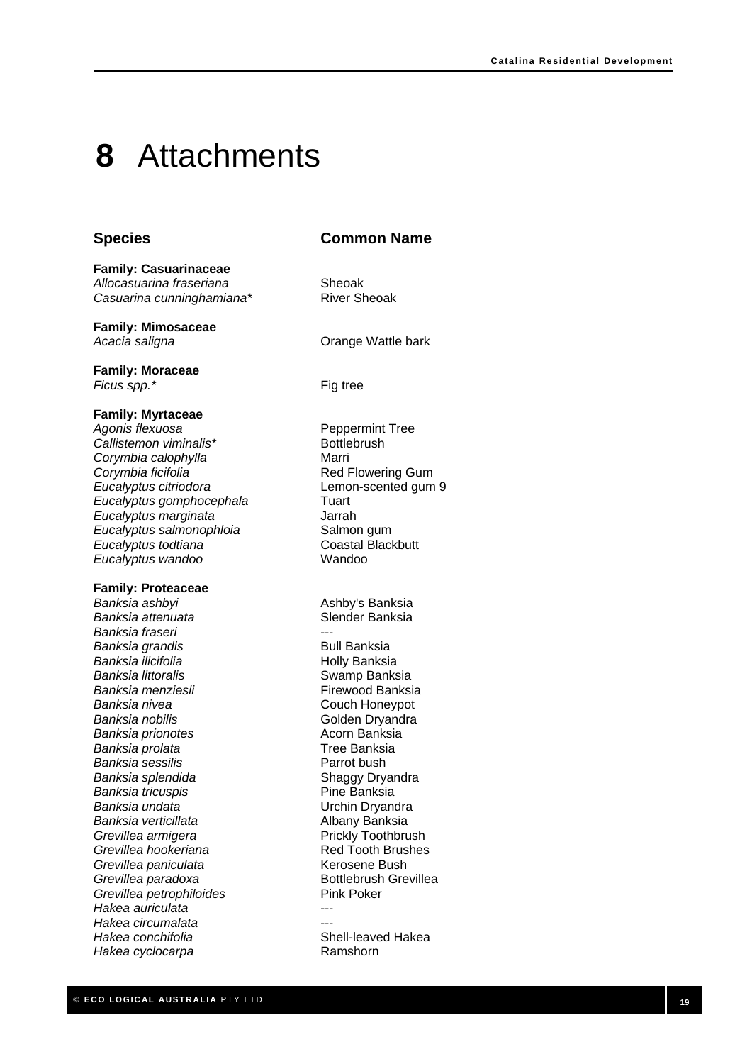# 8 Attachments

| Species | Common Name |
| --- | --- |
| **Family: Casuarinaceae** | |
| *Allocasuarina fraseriana* | Sheoak |
| *Casuarina cunninghamiana** | River Sheoak |
| **Family: Mimosaceae** | |
| *Acacia saligna* | Orange Wattle bark |
| **Family: Moraceae** | |
| *Ficus spp.** | Fig tree |
| **Family: Myrtaceae** | |
| *Agonis flexuosa* | Peppermint Tree |
| *Callistemon viminalis** | Bottlebrush |
| *Corymbia calophylla* | Marri |
| *Corymbia ficifolia* | Red Flowering Gum |
| *Eucalyptus citriodora* | Lemon-scented gum 9 |
| *Eucalyptus gomphocephala* | Tuart |
| *Eucalyptus marginata* | Jarrah |
| *Eucalyptus salmonophloia* | Salmon gum |
| *Eucalyptus todtiana* | Coastal Blackbutt |
| *Eucalyptus wandoo* | Wandoo |
| **Family: Proteaceae** | |
| *Banksia ashbyi* | Ashby's Banksia |
| *Banksia attenuata* | Slender Banksia |
| *Banksia fraseri* | --- |
| *Banksia grandis* | Bull Banksia |
| *Banksia ilicifolia* | Holly Banksia |
| *Banksia littoralis* | Swamp Banksia |
| *Banksia menziesii* | Firewood Banksia |
| *Banksia nivea* | Couch Honeypot |
| *Banksia nobilis* | Golden Dryandra |
| *Banksia prionotes* | Acorn Banksia |
| *Banksia prolata* | Tree Banksia |
| *Banksia sessilis* | Parrot bush |
| *Banksia splendida* | Shaggy Dryandra |
| *Banksia tricuspis* | Pine Banksia |
| *Banksia undata* | Urchin Dryandra |
| *Banksia verticillata* | Albany Banksia |
| *Grevillea armigera* | Prickly Toothbrush |
| *Grevillea hookeriana* | Red Tooth Brushes |
| *Grevillea paniculata* | Kerosene Bush |
| *Grevillea paradoxa* | Bottlebrush Grevillea |
| *Grevillea petrophiloides* | Pink Poker |
| *Hakea auriculata* | --- |
| *Hakea circumalata* | --- |
| *Hakea conchifolia* | Shell-leaved Hakea |
| *Hakea cyclocarpa* | Ramshorn |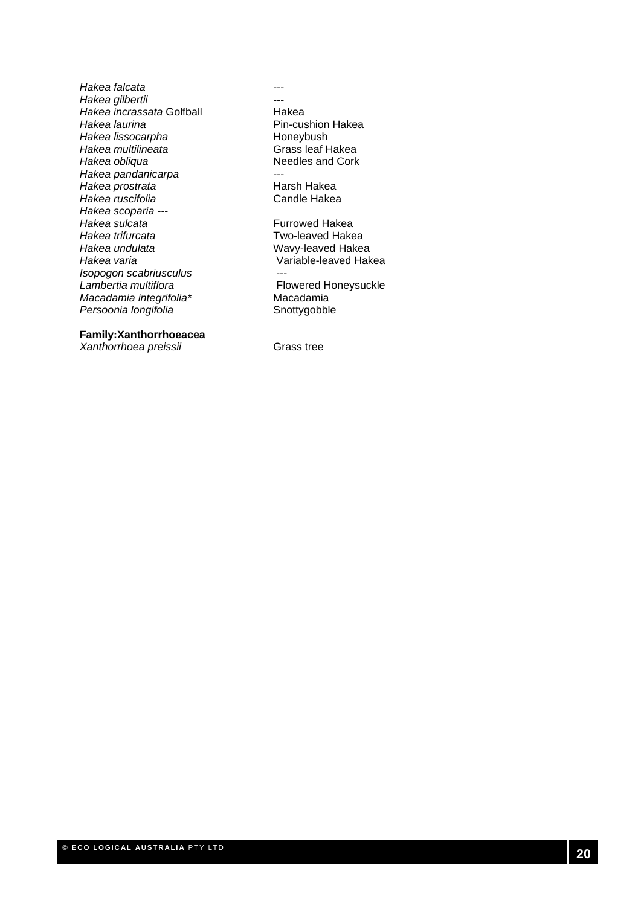| | |
|---|---|
| *Hakea falcata* | --- |
| *Hakea gilbertii* | --- |
| *Hakea incrassata* Golfball | Hakea |
| *Hakea laurina* | Pin-cushion Hakea |
| *Hakea lissocarpha* | Honeybush |
| *Hakea multilineata* | Grass leaf Hakea |
| *Hakea obliqua* | Needles and Cork |
| *Hakea pandanicarpa* | --- |
| *Hakea prostrata* | Harsh Hakea |
| *Hakea ruscifolia* | Candle Hakea |
| *Hakea scoparia* --- | |
| *Hakea sulcata* | Furrowed Hakea |
| *Hakea trifurcata* | Two-leaved Hakea |
| *Hakea undulata* | Wavy-leaved Hakea |
| *Hakea varia* | Variable-leaved Hakea |
| *Isopogon scabriusculus* | --- |
| *Lambertia multiflora* | Flowered Honeysuckle |
| *Macadamia integrifolia** | Macadamia |
| *Persoonia longifolia* | Snottygobble |

**Family:Xanthorrhoeacea**

| | |
|---|---|
| *Xanthorrhoea preissii* | Grass tree |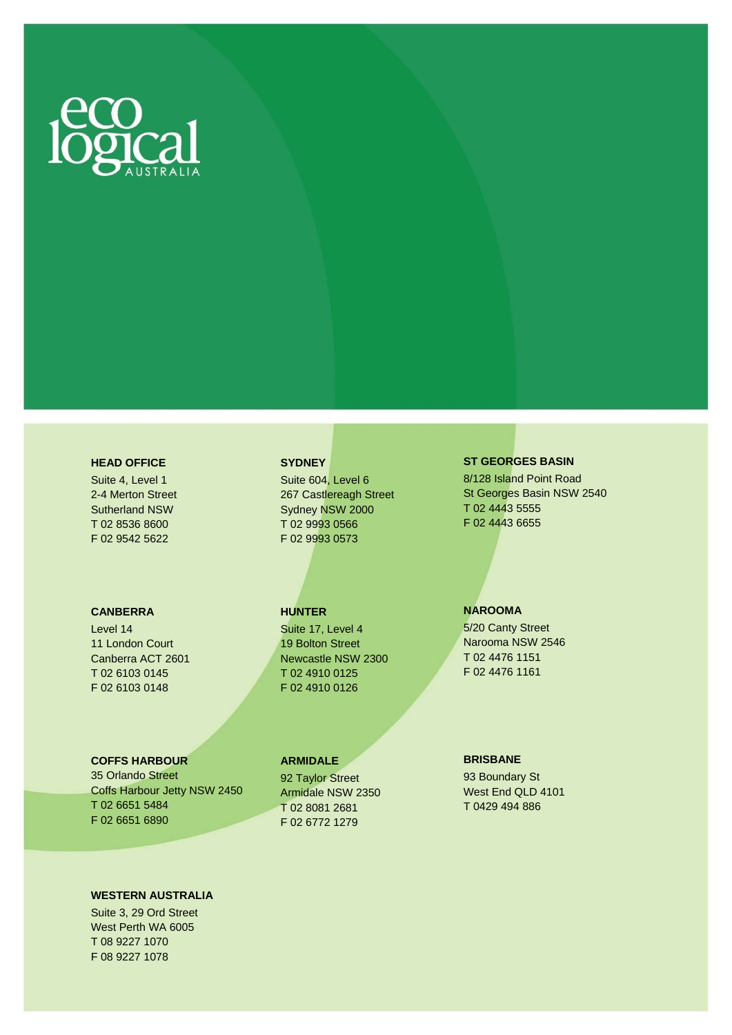eco logical AUSTRALIA

**HEAD OFFICE**
Suite 4, Level 1
2-4 Merton Street
Sutherland NSW
T 02 8536 8600
F 02 9542 5622

**SYDNEY**
Suite 604, Level 6
267 Castlereagh Street
Sydney NSW 2000
T 02 9993 0566
F 02 9993 0573

**ST GEORGES BASIN**
8/128 Island Point Road
St Georges Basin NSW 2540
T 02 4443 5555
F 02 4443 6655

**CANBERRA**
Level 14
11 London Court
Canberra ACT 2601
T 02 6103 0145
F 02 6103 0148

**HUNTER**
Suite 17, Level 4
19 Bolton Street
Newcastle NSW 2300
T 02 4910 0125
F 02 4910 0126

**NAROOMA**
5/20 Canty Street
Narooma NSW 2546
T 02 4476 1151
F 02 4476 1161

**COFFS HARBOUR**
35 Orlando Street
Coffs Harbour Jetty NSW 2450
T 02 6651 5484
F 02 6651 6890

**ARMIDALE**
92 Taylor Street
Armidale NSW 2350
T 02 8081 2681
F 02 6772 1279

**BRISBANE**
93 Boundary St
West End QLD 4101
T 0429 494 886

**WESTERN AUSTRALIA**
Suite 3, 29 Ord Street
West Perth WA 6005
T 08 9227 1070
F 08 9227 1078